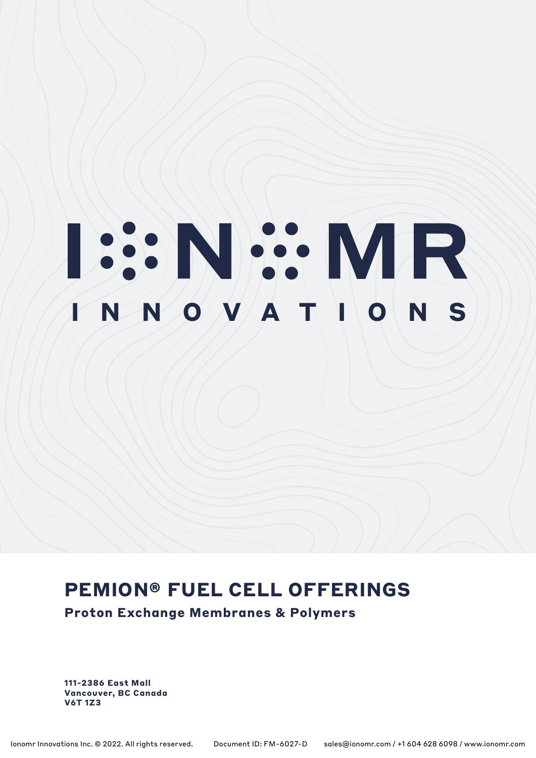# IONOMR

INNOVATIONS

## PEMION® FUEL CELL OFFERINGS

**Proton Exchange Membranes & Polymers**

**111-2386 East Mall**
**Vancouver, BC Canada**
**V6T 1Z3**

Ionomr Innovations Inc. © 2022. All rights reserved. Document ID: FM-6027-D sales@ionomr.com / +1 604 628 6098 / www.ionomr.com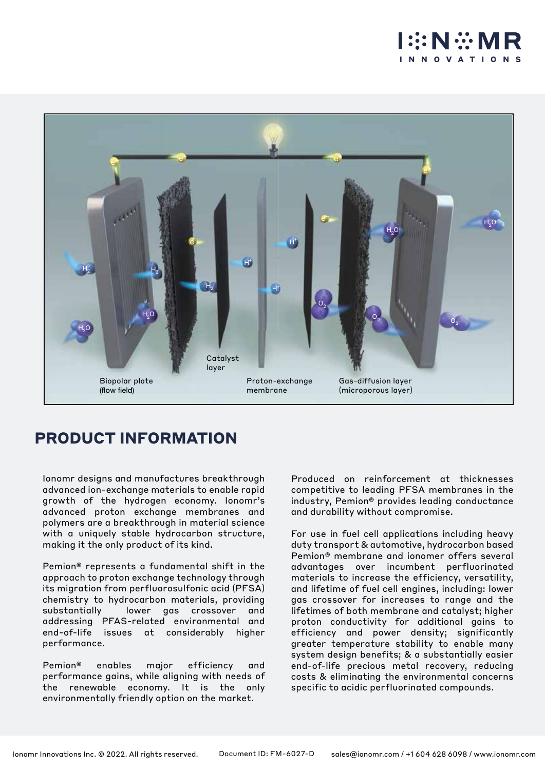## PRODUCT INFORMATION

Ionomr designs and manufactures breakthrough advanced ion-exchange materials to enable rapid growth of the hydrogen economy. Ionomr's advanced proton exchange membranes and polymers are a breakthrough in material science with a uniquely stable hydrocarbon structure, making it the only product of its kind.

Pemion® represents a fundamental shift in the approach to proton exchange technology through its migration from perfluorosulfonic acid (PFSA) chemistry to hydrocarbon materials, providing substantially lower gas crossover and addressing PFAS-related environmental and end-of-life issues at considerably higher performance.

Pemion® enables major efficiency and performance gains, while aligning with needs of the renewable economy. It is the only environmentally friendly option on the market.

Produced on reinforcement at thicknesses competitive to leading PFSA membranes in the industry, Pemion® provides leading conductance and durability without compromise.

For use in fuel cell applications including heavy duty transport & automotive, hydrocarbon based Pemion® membrane and ionomer offers several advantages over incumbent perfluorinated materials to increase the efficiency, versatility, and lifetime of fuel cell engines, including: lower gas crossover for increases to range and the lifetimes of both membrane and catalyst; higher proton conductivity for additional gains to efficiency and power density; significantly greater temperature stability to enable many system design benefits; & a substantially easier end-of-life precious metal recovery, reducing costs & eliminating the environmental concerns specific to acidic perfluorinated compounds.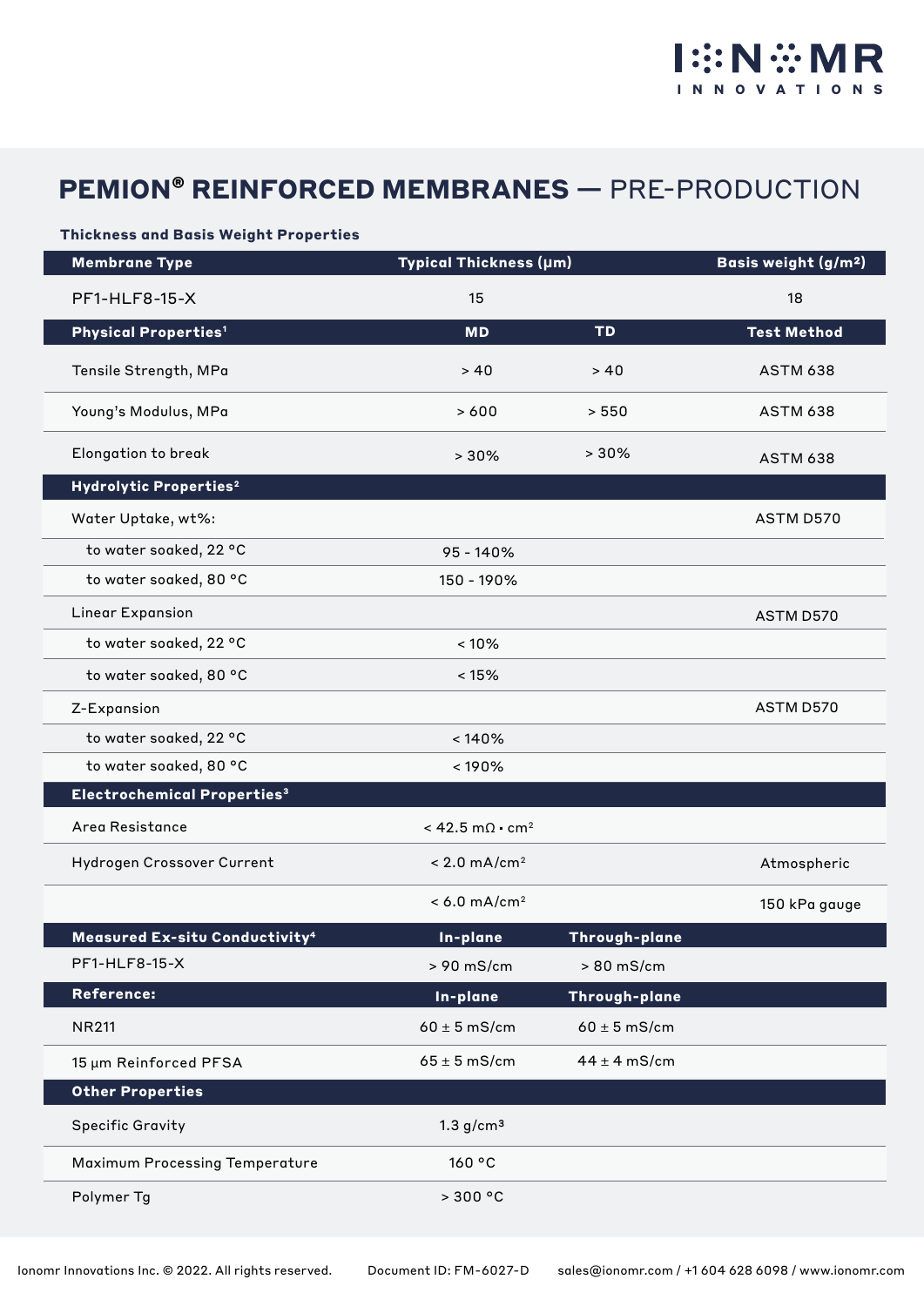# PEMION® REINFORCED MEMBRANES — PRE-PRODUCTION

### Thickness and Basis Weight Properties

| Membrane Type | Typical Thickness (µm) | | Basis weight (g/m²) |
|---|---|---|---|
| PF1-HLF8-15-X | 15 | | 18 |
| **Physical Properties[1]** | **MD** | **TD** | **Test Method** |
| Tensile Strength, MPa | > 40 | > 40 | ASTM 638 |
| Young's Modulus, MPa | > 600 | > 550 | ASTM 638 |
| Elongation to break | > 30% | > 30% | ASTM 638 |
| **Hydrolytic Properties[2]** | | | |
| Water Uptake, wt%: | | | ASTM D570 |
| to water soaked, 22 °C | 95 - 140% | | |
| to water soaked, 80 °C | 150 - 190% | | |
| Linear Expansion | | | ASTM D570 |
| to water soaked, 22 °C | < 10% | | |
| to water soaked, 80 °C | < 15% | | |
| Z-Expansion | | | ASTM D570 |
| to water soaked, 22 °C | < 140% | | |
| to water soaked, 80 °C | < 190% | | |
| **Electrochemical Properties[3]** | | | |
| Area Resistance | < 42.5 mΩ • cm² | | |
| Hydrogen Crossover Current | < 2.0 mA/cm² | | Atmospheric |
| | < 6.0 mA/cm² | | 150 kPa gauge |
| **Measured Ex-situ Conductivity[4]** | **In-plane** | **Through-plane** | |
| PF1-HLF8-15-X | > 90 mS/cm | > 80 mS/cm | |
| **Reference:** | **In-plane** | **Through-plane** | |
| NR211 | 60 ± 5 mS/cm | 60 ± 5 mS/cm | |
| 15 µm Reinforced PFSA | 65 ± 5 mS/cm | 44 ± 4 mS/cm | |
| **Other Properties** | | | |
| Specific Gravity | 1.3 g/cm³ | | |
| Maximum Processing Temperature | 160 °C | | |
| Polymer Tg | > 300 °C | | |

Ionomr Innovations Inc. © 2022. All rights reserved. Document ID: FM-6027-D sales@ionomr.com / +1 604 628 6098 / www.ionomr.com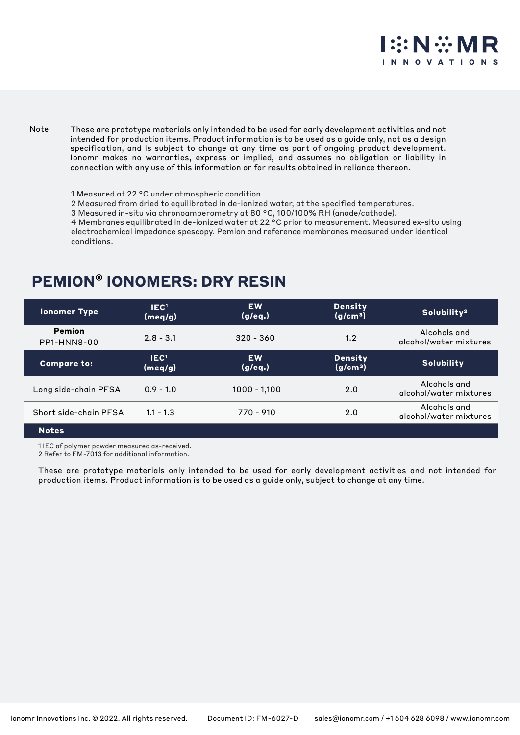Note: These are prototype materials only intended to be used for early development activities and not intended for production items. Product information is to be used as a guide only, not as a design specification, and is subject to change at any time as part of ongoing product development. Ionomr makes no warranties, express or implied, and assumes no obligation or liability in connection with any use of this information or for results obtained in reliance thereon.

1 Measured at 22 °C under atmospheric condition
2 Measured from dried to equilibrated in de-ionized water, at the specified temperatures.
3 Measured in-situ via chronoamperometry at 80 °C, 100/100% RH (anode/cathode).
4 Membranes equilibrated in de-ionized water at 22 °C prior to measurement. Measured ex-situ using electrochemical impedance spescopy. Pemion and reference membranes measured under identical conditions.

## PEMION® IONOMERS: DRY RESIN

| Ionomer Type | IEC[1] (meq/g) | EW (g/eq.) | Density ($g/cm^3$) | Solubility[2] |
|---|---|---|---|---|
| **Pemion** PP1-HNN8-00 | 2.8 - 3.1 | 320 - 360 | 1.2 | Alcohols and alcohol/water mixtures |
| **Compare to:** | **IEC[1] (meq/g)** | **EW (g/eq.)** | **Density ($g/cm^3$)** | **Solubility** |
| Long side-chain PFSA | 0.9 - 1.0 | 1000 - 1,100 | 2.0 | Alcohols and alcohol/water mixtures |
| Short side-chain PFSA | 1.1 - 1.3 | 770 - 910 | 2.0 | Alcohols and alcohol/water mixtures |

**Notes**

1 IEC of polymer powder measured as-received.
2 Refer to FM-7013 for additional information.

These are prototype materials only intended to be used for early development activities and not intended for production items. Product information is to be used as a guide only, subject to change at any time.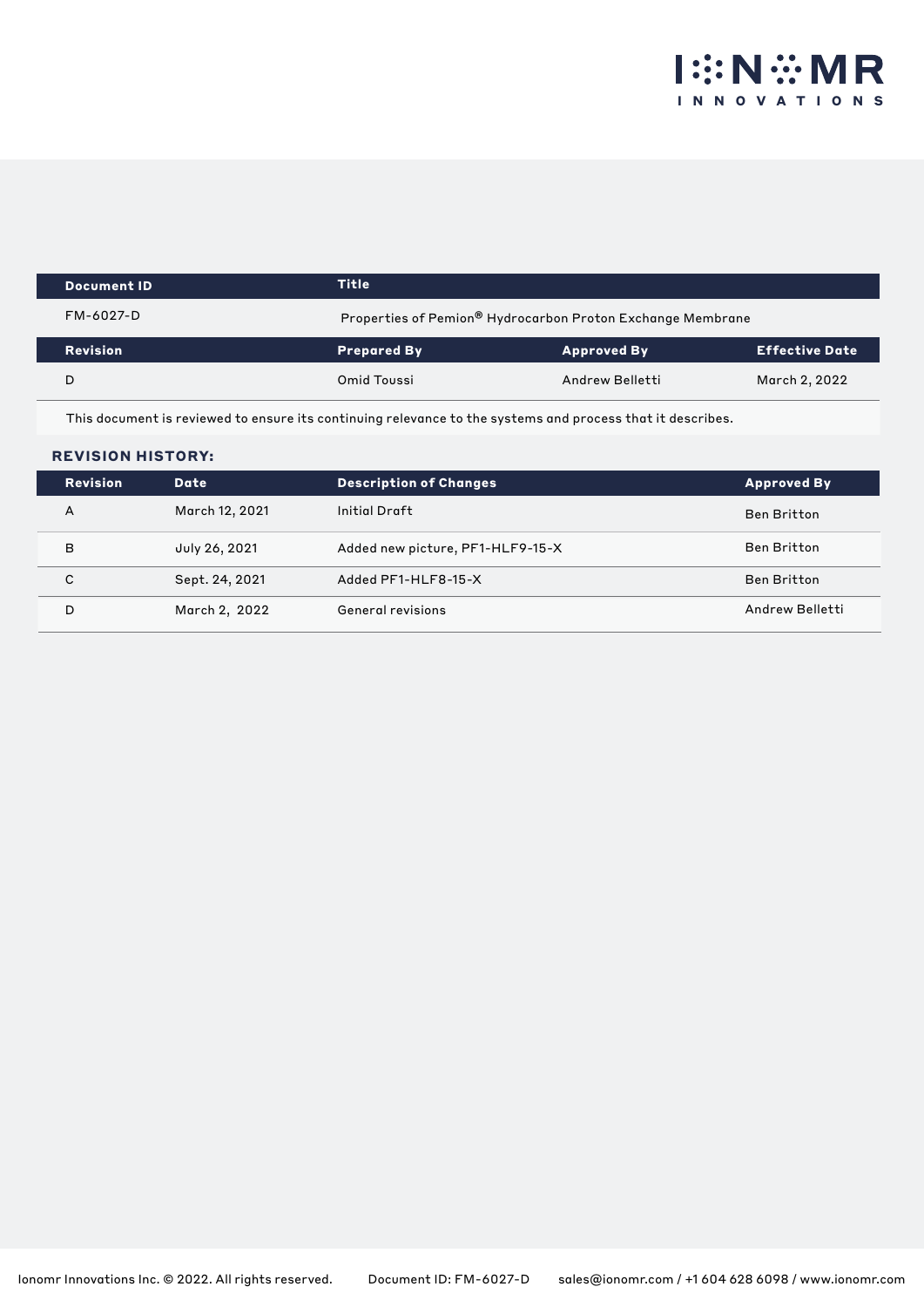| Document ID | Title | | |
|---|---|---|---|
| FM-6027-D | Properties of Pemion® Hydrocarbon Proton Exchange Membrane | | |
| **Revision** | **Prepared By** | **Approved By** | **Effective Date** |
| D | Omid Toussi | Andrew Belletti | March 2, 2022 |

This document is reviewed to ensure its continuing relevance to the systems and process that it describes.

**REVISION HISTORY:**

| Revision | Date | Description of Changes | Approved By |
|---|---|---|---|
| A | March 12, 2021 | Initial Draft | Ben Britton |
| B | July 26, 2021 | Added new picture, PF1-HLF9-15-X | Ben Britton |
| C | Sept. 24, 2021 | Added PF1-HLF8-15-X | Ben Britton |
| D | March 2, 2022 | General revisions | Andrew Belletti |